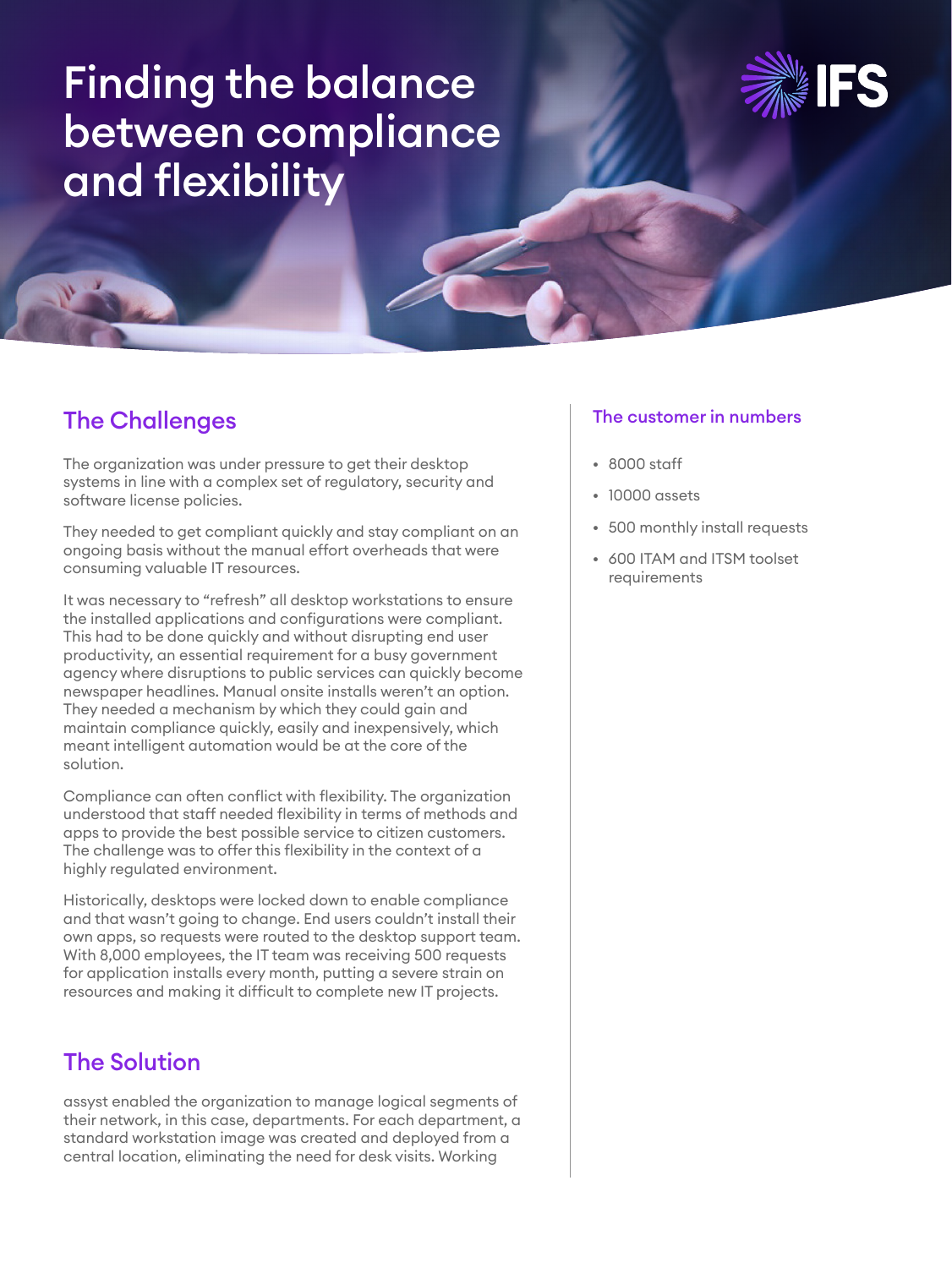# Finding the balance between compliance and flexibility

## The Challenges

The organization was under pressure to get their desktop systems in line with a complex set of regulatory, security and software license policies.

They needed to get compliant quickly and stay compliant on an ongoing basis without the manual effort overheads that were consuming valuable IT resources.

It was necessary to "refresh" all desktop workstations to ensure the installed applications and configurations were compliant. This had to be done quickly and without disrupting end user productivity, an essential requirement for a busy government agency where disruptions to public services can quickly become newspaper headlines. Manual onsite installs weren't an option. They needed a mechanism by which they could gain and maintain compliance quickly, easily and inexpensively, which meant intelligent automation would be at the core of the solution.

Compliance can often conflict with flexibility. The organization understood that staff needed flexibility in terms of methods and apps to provide the best possible service to citizen customers. The challenge was to offer this flexibility in the context of a highly regulated environment.

Historically, desktops were locked down to enable compliance and that wasn't going to change. End users couldn't install their own apps, so requests were routed to the desktop support team. With 8,000 employees, the IT team was receiving 500 requests for application installs every month, putting a severe strain on resources and making it difficult to complete new IT projects.

## The Solution

assyst enabled the organization to manage logical segments of their network, in this case, departments. For each department, a standard workstation image was created and deployed from a central location, eliminating the need for desk visits. Working

### The customer in numbers

- 8000 staff
- 10000 assets
- 500 monthly install requests
- 600 ITAM and ITSM toolset requirements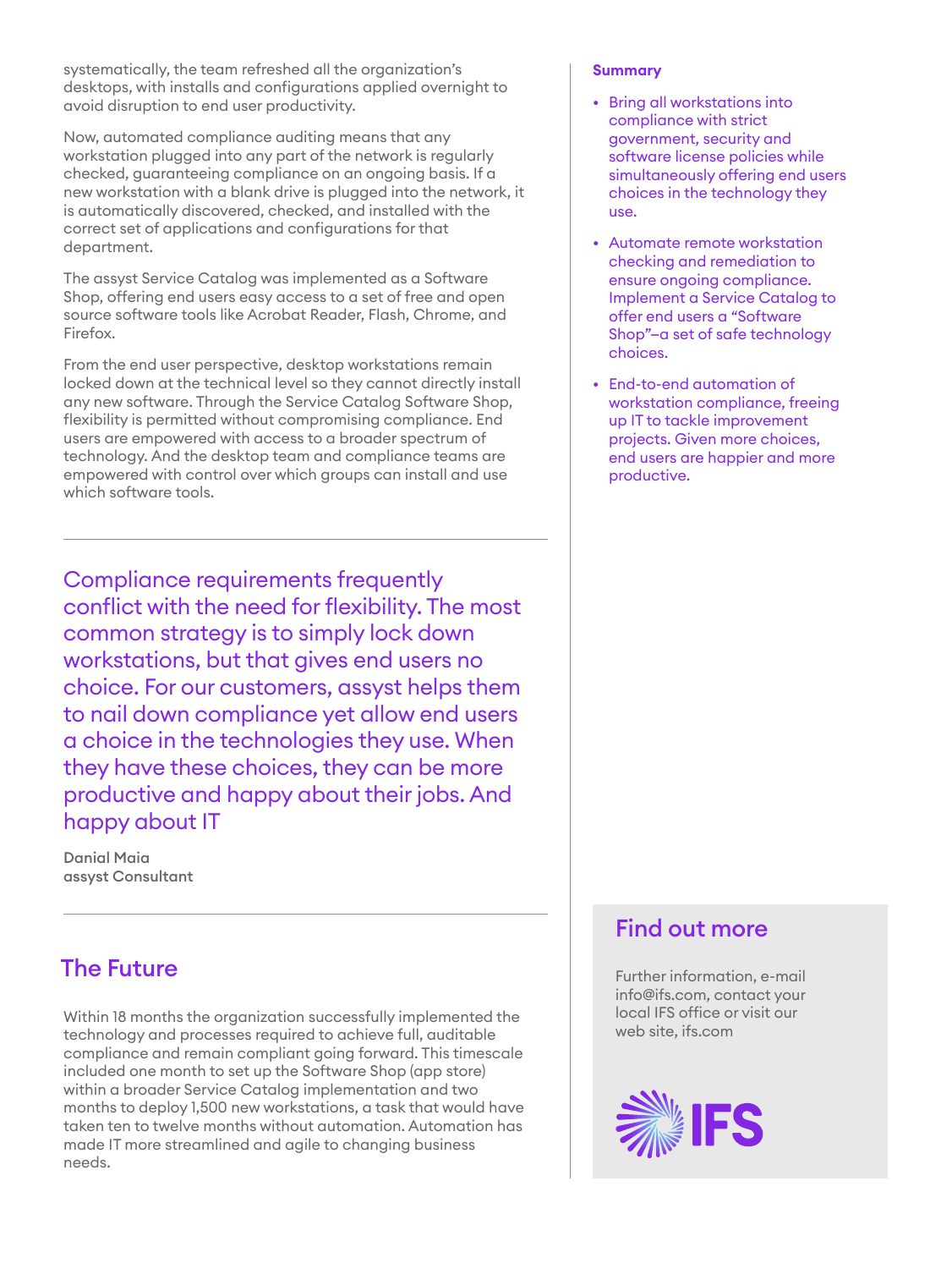systematically, the team refreshed all the organization's desktops, with installs and configurations applied overnight to avoid disruption to end user productivity.

Now, automated compliance auditing means that any workstation plugged into any part of the network is regularly checked, guaranteeing compliance on an ongoing basis. If a new workstation with a blank drive is plugged into the network, it is automatically discovered, checked, and installed with the correct set of applications and configurations for that department.

The assyst Service Catalog was implemented as a Software Shop, offering end users easy access to a set of free and open source software tools like Acrobat Reader, Flash, Chrome, and Firefox.

From the end user perspective, desktop workstations remain locked down at the technical level so they cannot directly install any new software. Through the Service Catalog Software Shop, flexibility is permitted without compromising compliance. End users are empowered with access to a broader spectrum of technology. And the desktop team and compliance teams are empowered with control over which groups can install and use which software tools.

---

> Compliance requirements frequently conflict with the need for flexibility. The most common strategy is to simply lock down workstations, but that gives end users no choice. For our customers, assyst helps them to nail down compliance yet allow end users a choice in the technologies they use. When they have these choices, they can be more productive and happy about their jobs. And happy about IT

**Danial Maia**
**assyst Consultant**

---

## The Future

Within 18 months the organization successfully implemented the technology and processes required to achieve full, auditable compliance and remain compliant going forward. This timescale included one month to set up the Software Shop (app store) within a broader Service Catalog implementation and two months to deploy 1,500 new workstations, a task that would have taken ten to twelve months without automation. Automation has made IT more streamlined and agile to changing business needs.

**Summary**

- Bring all workstations into compliance with strict government, security and software license policies while simultaneously offering end users choices in the technology they use.
- Automate remote workstation checking and remediation to ensure ongoing compliance. Implement a Service Catalog to offer end users a "Software Shop"–a set of safe technology choices.
- End-to-end automation of workstation compliance, freeing up IT to tackle improvement projects. Given more choices, end users are happier and more productive.

## Find out more

Further information, e-mail info@ifs.com, contact your local IFS office or visit our web site, ifs.com

IFS